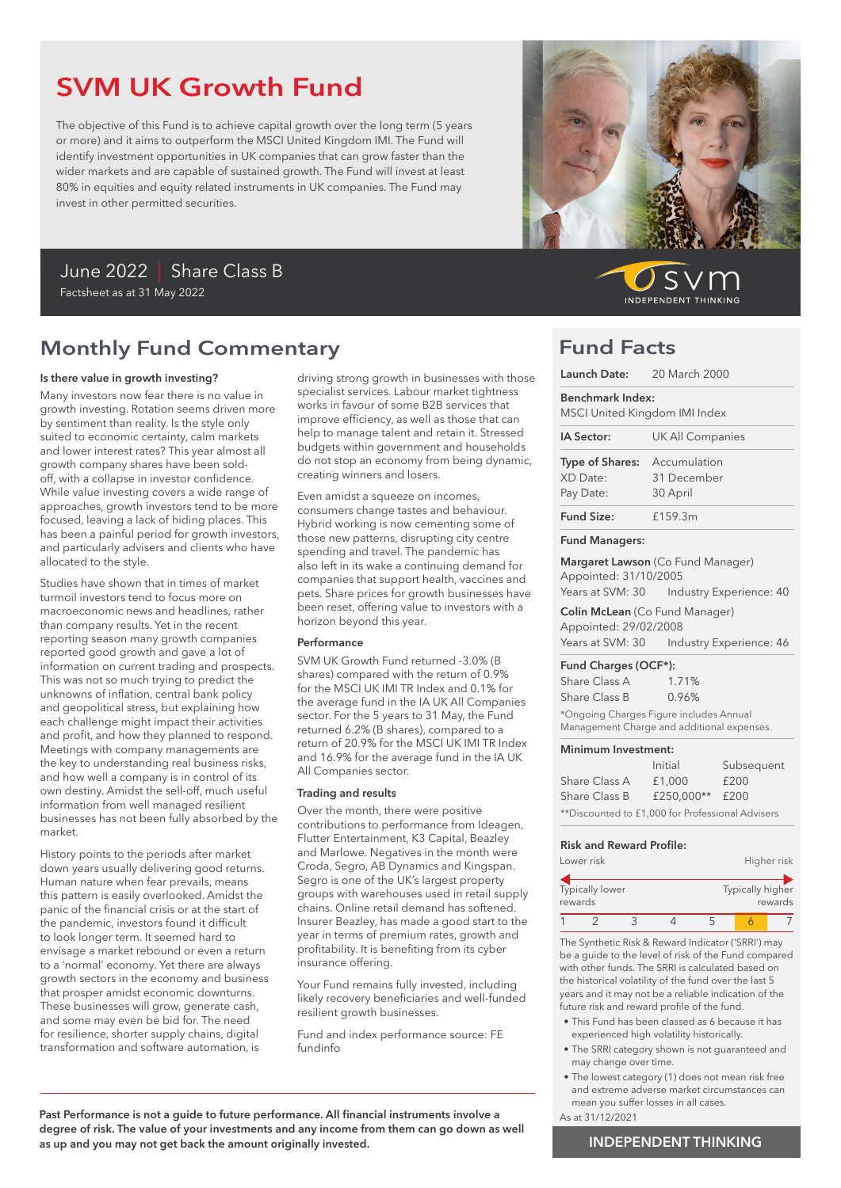# SVM UK Growth Fund

The objective of this Fund is to achieve capital growth over the long term (5 years or more) and it aims to outperform the MSCI United Kingdom IMI. The Fund will identify investment opportunities in UK companies that can grow faster than the wider markets and are capable of sustained growth. The Fund will invest at least 80% in equities and equity related instruments in UK companies. The Fund may invest in other permitted securities.

June 2022 | Share Class B

Factsheet as at 31 May 2022

svm INDEPENDENT THINKING

## Monthly Fund Commentary

**Is there value in growth investing?**

Many investors now fear there is no value in growth investing. Rotation seems driven more by sentiment than reality. Is the style only suited to economic certainty, calm markets and lower interest rates? This year almost all growth company shares have been sold-off, with a collapse in investor confidence. While value investing covers a wide range of approaches, growth investors tend to be more focused, leaving a lack of hiding places. This has been a painful period for growth investors, and particularly advisers and clients who have allocated to the style.

Studies have shown that in times of market turmoil investors tend to focus more on macroeconomic news and headlines, rather than company results. Yet in the recent reporting season many growth companies reported good growth and gave a lot of information on current trading and prospects. This was not so much trying to predict the unknowns of inflation, central bank policy and geopolitical stress, but explaining how each challenge might impact their activities and profit, and how they planned to respond. Meetings with company managements are the key to understanding real business risks, and how well a company is in control of its own destiny. Amidst the sell-off, much useful information from well managed resilient businesses has not been fully absorbed by the market.

History points to the periods after market down years usually delivering good returns. Human nature when fear prevails, means this pattern is easily overlooked. Amidst the panic of the financial crisis or at the start of the pandemic, investors found it difficult to look longer term. It seemed hard to envisage a market rebound or even a return to a 'normal' economy. Yet there are always growth sectors in the economy and business that prosper amidst economic downturns. These businesses will grow, generate cash, and some may even be bid for. The need for resilience, shorter supply chains, digital transformation and software automation, is driving strong growth in businesses with those specialist services. Labour market tightness works in favour of some B2B services that improve efficiency, as well as those that can help to manage talent and retain it. Stressed budgets within government and households do not stop an economy from being dynamic, creating winners and losers.

Even amidst a squeeze on incomes, consumers change tastes and behaviour. Hybrid working is now cementing some of those new patterns, disrupting city centre spending and travel. The pandemic has also left in its wake a continuing demand for companies that support health, vaccines and pets. Share prices for growth businesses have been reset, offering value to investors with a horizon beyond this year.

**Performance**

SVM UK Growth Fund returned -3.0% (B shares) compared with the return of 0.9% for the MSCI UK IMI TR Index and 0.1% for the average fund in the IA UK All Companies sector. For the 5 years to 31 May, the Fund returned 6.2% (B shares), compared to a return of 20.9% for the MSCI UK IMI TR Index and 16.9% for the average fund in the IA UK All Companies sector.

**Trading and results**

Over the month, there were positive contributions to performance from Ideagen, Flutter Entertainment, K3 Capital, Beazley and Marlowe. Negatives in the month were Croda, Segro, AB Dynamics and Kingspan. Segro is one of the UK's largest property groups with warehouses used in retail supply chains. Online retail demand has softened. Insurer Beazley, has made a good start to the year in terms of premium rates, growth and profitability. It is benefiting from its cyber insurance offering.

Your Fund remains fully invested, including likely recovery beneficiaries and well-funded resilient growth businesses.

Fund and index performance source: FE fundinfo

**Past Performance is not a guide to future performance. All financial instruments involve a degree of risk. The value of your investments and any income from them can go down as well as up and you may not get back the amount originally invested.**

## Fund Facts

**Launch Date:** 20 March 2000

**Benchmark Index:** MSCI United Kingdom IMI Index

**IA Sector:** UK All Companies

**Type of Shares:** Accumulation
XD Date: 31 December
Pay Date: 30 April

**Fund Size:** £159.3m

**Fund Managers:**

**Margaret Lawson** (Co Fund Manager)
Appointed: 31/10/2005
Years at SVM: 30 Industry Experience: 40

**Colin McLean** (Co Fund Manager)
Appointed: 29/02/2008
Years at SVM: 30 Industry Experience: 46

**Fund Charges (OCF*):**

| | |
|---|---|
| Share Class A | 1.71% |
| Share Class B | 0.96% |

*Ongoing Charges Figure includes Annual Management Charge and additional expenses.

**Minimum Investment:**

| | Initial | Subsequent |
|---|---|---|
| Share Class A | £1,000 | £200 |
| Share Class B | £250,000** | £200 |

**Discounted to £1,000 for Professional Advisers

**Risk and Reward Profile:**

Lower risk — Higher risk

Typically lower rewards — Typically higher rewards

| 1 | 2 | 3 | 4 | 5 | **6** | 7 |
|---|---|---|---|---|---|---|

The Synthetic Risk & Reward Indicator ('SRRI') may be a guide to the level of risk of the Fund compared with other funds. The SRRI is calculated based on the historical volatility of the fund over the last 5 years and it may not be a reliable indication of the future risk and reward profile of the fund.

- This Fund has been classed as 6 because it has experienced high volatility historically.
- The SRRI category shown is not guaranteed and may change over time.
- The lowest category (1) does not mean risk free and extreme adverse market circumstances can mean you suffer losses in all cases.

As at 31/12/2021

**INDEPENDENT THINKING**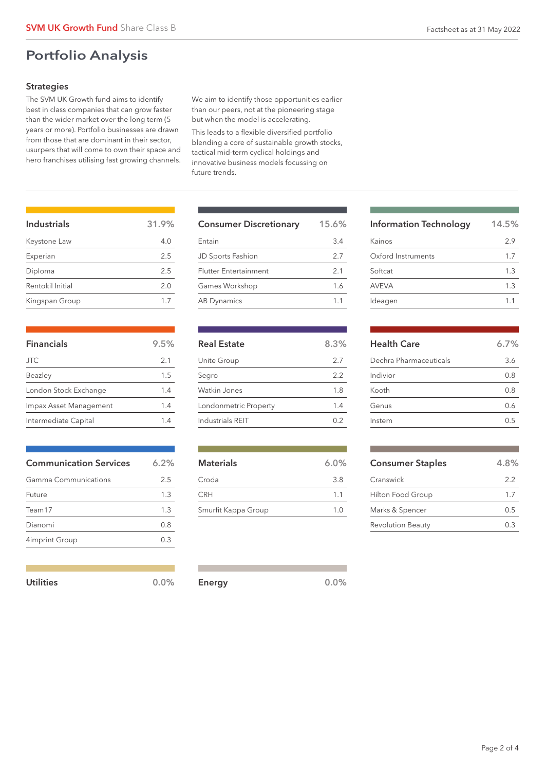SVM UK Growth Fund Share Class B

# Portfolio Analysis

## Strategies

The SVM UK Growth fund aims to identify best in class companies that can grow faster than the wider market over the long term (5 years or more). Portfolio businesses are drawn from those that are dominant in their sector, usurpers that will come to own their space and hero franchises utilising fast growing channels.

We aim to identify those opportunities earlier than our peers, not at the pioneering stage but when the model is accelerating.

This leads to a flexible diversified portfolio blending a core of sustainable growth stocks, tactical mid-term cyclical holdings and innovative business models focussing on future trends.

| Industrials | 31.9% |
|---|---|
| Keystone Law | 4.0 |
| Experian | 2.5 |
| Diploma | 2.5 |
| Rentokil Initial | 2.0 |
| Kingspan Group | 1.7 |

| Consumer Discretionary | 15.6% |
|---|---|
| Entain | 3.4 |
| JD Sports Fashion | 2.7 |
| Flutter Entertainment | 2.1 |
| Games Workshop | 1.6 |
| AB Dynamics | 1.1 |

| Information Technology | 14.5% |
|---|---|
| Kainos | 2.9 |
| Oxford Instruments | 1.7 |
| Softcat | 1.3 |
| AVEVA | 1.3 |
| Ideagen | 1.1 |

| Financials | 9.5% |
|---|---|
| JTC | 2.1 |
| Beazley | 1.5 |
| London Stock Exchange | 1.4 |
| Impax Asset Management | 1.4 |
| Intermediate Capital | 1.4 |

| Real Estate | 8.3% |
|---|---|
| Unite Group | 2.7 |
| Segro | 2.2 |
| Watkin Jones | 1.8 |
| Londonmetric Property | 1.4 |
| Industrials REIT | 0.2 |

| Health Care | 6.7% |
|---|---|
| Dechra Pharmaceuticals | 3.6 |
| Indivior | 0.8 |
| Kooth | 0.8 |
| Genus | 0.6 |
| Instem | 0.5 |

| Communication Services | 6.2% |
|---|---|
| Gamma Communications | 2.5 |
| Future | 1.3 |
| Team17 | 1.3 |
| Dianomi | 0.8 |
| 4imprint Group | 0.3 |

| Materials | 6.0% |
|---|---|
| Croda | 3.8 |
| CRH | 1.1 |
| Smurfit Kappa Group | 1.0 |

| Consumer Staples | 4.8% |
|---|---|
| Cranswick | 2.2 |
| Hilton Food Group | 1.7 |
| Marks & Spencer | 0.5 |
| Revolution Beauty | 0.3 |

| Utilities | 0.0% |
|---|---|

| Energy | 0.0% |
|---|---|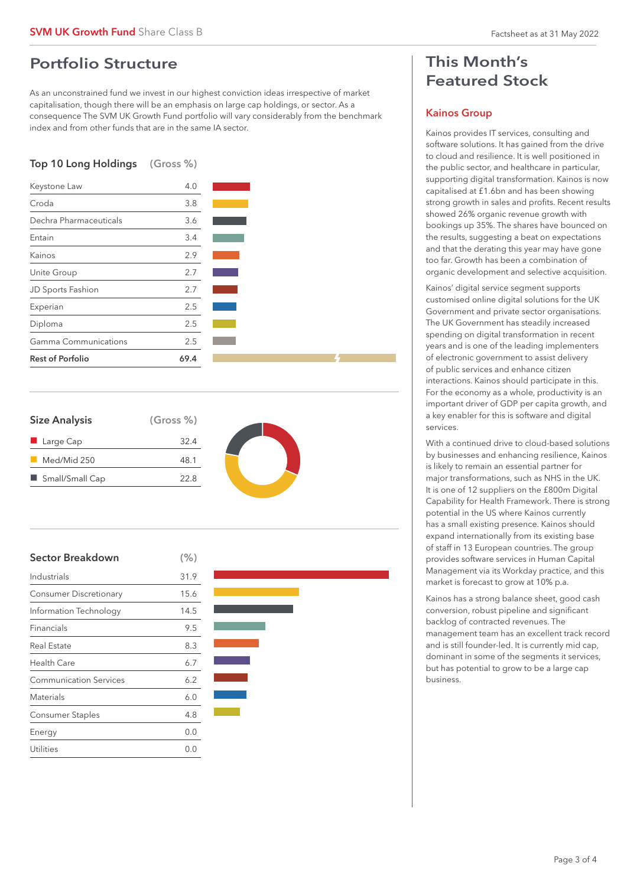**SVM UK Growth Fund** Share Class B

Factsheet as at 31 May 2022

## Portfolio Structure

As an unconstrained fund we invest in our highest conviction ideas irrespective of market capitalisation, though there will be an emphasis on large cap holdings, or sector. As a consequence The SVM UK Growth Fund portfolio will vary considerably from the benchmark index and from other funds that are in the same IA sector.

### Top 10 Long Holdings (Gross %)

| Holding | (Gross %) |
|---|---|
| Keystone Law | 4.0 |
| Croda | 3.8 |
| Dechra Pharmaceuticals | 3.6 |
| Entain | 3.4 |
| Kainos | 2.9 |
| Unite Group | 2.7 |
| JD Sports Fashion | 2.7 |
| Experian | 2.5 |
| Diploma | 2.5 |
| Gamma Communications | 2.5 |
| **Rest of Porfolio** | **69.4** |

### Size Analysis (Gross %)

| Size | (Gross %) |
|---|---|
| Large Cap | 32.4 |
| Med/Mid 250 | 48.1 |
| Small/Small Cap | 22.8 |

### Sector Breakdown (%)

| Sector | (%) |
|---|---|
| Industrials | 31.9 |
| Consumer Discretionary | 15.6 |
| Information Technology | 14.5 |
| Financials | 9.5 |
| Real Estate | 8.3 |
| Health Care | 6.7 |
| Communication Services | 6.2 |
| Materials | 6.0 |
| Consumer Staples | 4.8 |
| Energy | 0.0 |
| Utilities | 0.0 |

## This Month's Featured Stock

### Kainos Group

Kainos provides IT services, consulting and software solutions. It has gained from the drive to cloud and resilience. It is well positioned in the public sector, and healthcare in particular, supporting digital transformation. Kainos is now capitalised at £1.6bn and has been showing strong growth in sales and profits. Recent results showed 26% organic revenue growth with bookings up 35%. The shares have bounced on the results, suggesting a beat on expectations and that the derating this year may have gone too far. Growth has been a combination of organic development and selective acquisition.

Kainos' digital service segment supports customised online digital solutions for the UK Government and private sector organisations. The UK Government has steadily increased spending on digital transformation in recent years and is one of the leading implementers of electronic government to assist delivery of public services and enhance citizen interactions. Kainos should participate in this. For the economy as a whole, productivity is an important driver of GDP per capita growth, and a key enabler for this is software and digital services.

With a continued drive to cloud-based solutions by businesses and enhancing resilience, Kainos is likely to remain an essential partner for major transformations, such as NHS in the UK. It is one of 12 suppliers on the £800m Digital Capability for Health Framework. There is strong potential in the US where Kainos currently has a small existing presence. Kainos should expand internationally from its existing base of staff in 13 European countries. The group provides software services in Human Capital Management via its Workday practice, and this market is forecast to grow at 10% p.a.

Kainos has a strong balance sheet, good cash conversion, robust pipeline and significant backlog of contracted revenues. The management team has an excellent track record and is still founder-led. It is currently mid cap, dominant in some of the segments it services, but has potential to grow to be a large cap business.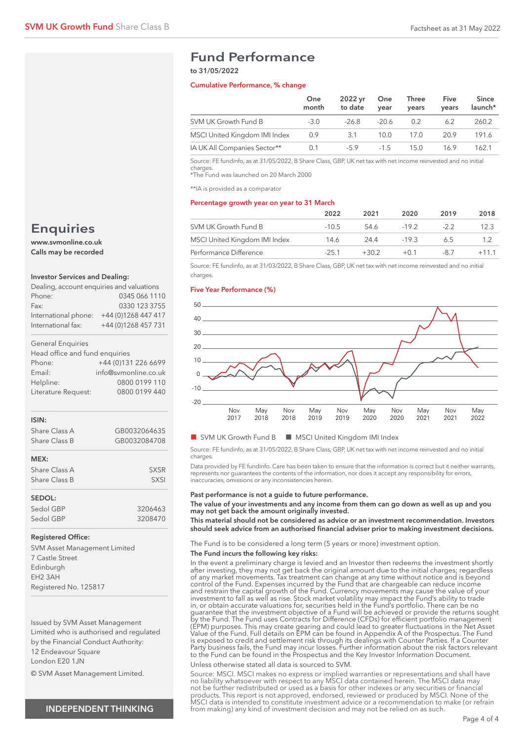# Fund Performance

**to 31/05/2022**

### Cumulative Performance, % change

| | One month | 2022 yr to date | One year | Three years | Five years | Since launch* |
|---|---|---|---|---|---|---|
| SVM UK Growth Fund B | -3.0 | -26.8 | -20.6 | 0.2 | 6.2 | 260.2 |
| MSCI United Kingdom IMI Index | 0.9 | 3.1 | 10.0 | 17.0 | 20.9 | 191.6 |
| IA UK All Companies Sector** | 0.1 | -5.9 | -1.5 | 15.0 | 16.9 | 162.1 |

Source: FE fundinfo, as at 31/05/2022, B Share Class, GBP, UK net tax with net income reinvested and no initial charges.
*The Fund was launched on 20 March 2000

**IA is provided as a comparator

### Percentage growth year on year to 31 March

| | 2022 | 2021 | 2020 | 2019 | 2018 |
|---|---|---|---|---|---|
| SVM UK Growth Fund B | -10.5 | 54.6 | -19.2 | -2.2 | 12.3 |
| MSCI United Kingdom IMI Index | 14.6 | 24.4 | -19.3 | 6.5 | 1.2 |
| Performance Difference | -25.1 | +30.2 | +0.1 | -8.7 | +11.1 |

Source: FE fundinfo, as at 31/03/2022, B Share Class, GBP, UK net tax with net income reinvested and no initial charges.

### Five Year Performance (%)

50
40
30
20
10
0
-10
-20

Nov 2017, May 2018, Nov 2018, May 2019, Nov 2019, May 2020, Nov 2020, May 2021, Nov 2021, May 2022

SVM UK Growth Fund B
MSCI United Kingdom IMI Index

Source: FE fundinfo, as at 31/05/2022, B Share Class, GBP, UK net tax with net income reinvested and no initial charges.

Data provided by FE fundinfo. Care has been taken to ensure that the information is correct but it neither warrants, represents nor guarantees the contents of the information, nor does it accept any responsibility for errors, inaccuracies, omissions or any inconsistencies herein.

**Past performance is not a guide to future performance.**

**The value of your investments and any income from them can go down as well as up and you may not get back the amount originally invested.**

**This material should not be considered as advice or an investment recommendation. Investors should seek advice from an authorised financial adviser prior to making investment decisions.**

The Fund is to be considered a long term (5 years or more) investment option.

**The Fund incurs the following key risks:**

In the event a preliminary charge is levied and an Investor then redeems the investment shortly after investing, they may not get back the original amount due to the initial charges; regardless of any market movements. Tax treatment can change at any time without notice and is beyond control of the Fund. Expenses incurred by the Fund that are chargeable can reduce income and restrain the capital growth of the Fund. Currency movements may cause the value of your investment to fall as well as rise. Stock market volatility may impact the Fund's ability to trade in, or obtain accurate valuations for, securities held in the Fund's portfolio. There can be no guarantee that the investment objective of a Fund will be achieved or provide the returns sought by the Fund. The Fund uses Contracts for Difference (CFDs) for efficient portfolio management (EPM) purposes. This may create gearing and could lead to greater fluctuations in the Net Asset Value of the Fund. Full details on EPM can be found in Appendix A of the Prospectus. The Fund is exposed to credit and settlement risk through its dealings with Counter Parties. If a Counter Party business fails, the Fund may incur losses. Further information about the risk factors relevant to the Fund can be found in the Prospectus and the Key Investor Information Document.

Unless otherwise stated all data is sourced to SVM.

Source: MSCI. MSCI makes no express or implied warranties or representations and shall have no liability whatsoever with respect to any MSCI data contained herein. The MSCI data may not be further redistributed or used as a basis for other indexes or any securities or financial products. This report is not approved, endorsed, reviewed or produced by MSCI. None of the MSCI data is intended to constitute investment advice or a recommendation to make (or refrain from making) any kind of investment decision and may not be relied on as such.

## Enquiries

www.svmonline.co.uk
Calls may be recorded

**Investor Services and Dealing:**

Dealing, account enquiries and valuations

| | |
|---|---|
| Phone: | 0345 066 1110 |
| Fax: | 0330 123 3755 |
| International phone: | +44 (0)1268 447 417 |
| International fax: | +44 (0)1268 457 731 |

General Enquiries
Head office and fund enquiries

| | |
|---|---|
| Phone: | +44 (0)131 226 6699 |
| Email: | info@svmonline.co.uk |
| Helpline: | 0800 0199 110 |
| Literature Request: | 0800 0199 440 |

**ISIN:**

| | |
|---|---|
| Share Class A | GB0032064635 |
| Share Class B | GB0032084708 |

**MEX:**

| | |
|---|---|
| Share Class A | SXSR |
| Share Class B | SXSI |

**SEDOL:**

| | |
|---|---|
| Sedol GBP | 3206463 |
| Sedol GBP | 3208470 |

**Registered Office:**

SVM Asset Management Limited
7 Castle Street
Edinburgh
EH2 3AH
Registered No. 125817

Issued by SVM Asset Management Limited who is authorised and regulated by the Financial Conduct Authority:
12 Endeavour Square
London E20 1JN

© SVM Asset Management Limited.

**INDEPENDENT THINKING**